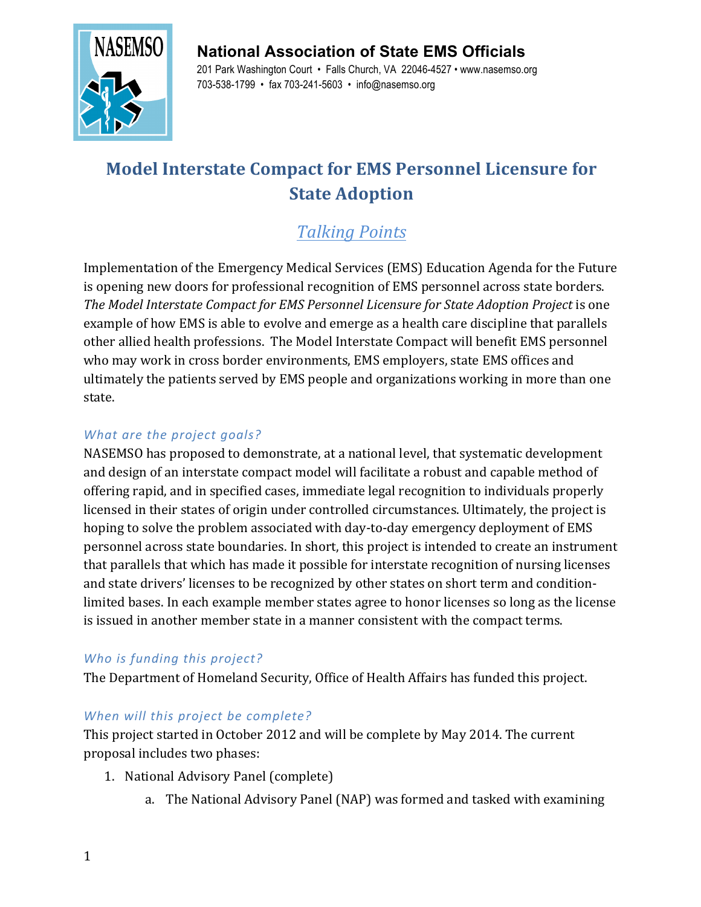**National Association of State EMS Officials**

201 Park Washington Court • Falls Church, VA 22046-4527 • www.nasemso.org
703-538-1799 • fax 703-241-5603 • info@nasemso.org

# Model Interstate Compact for EMS Personnel Licensure for State Adoption

## *Talking Points*

Implementation of the Emergency Medical Services (EMS) Education Agenda for the Future is opening new doors for professional recognition of EMS personnel across state borders. *The Model Interstate Compact for EMS Personnel Licensure for State Adoption Project* is one example of how EMS is able to evolve and emerge as a health care discipline that parallels other allied health professions. The Model Interstate Compact will benefit EMS personnel who may work in cross border environments, EMS employers, state EMS offices and ultimately the patients served by EMS people and organizations working in more than one state.

### *What are the project goals?*

NASEMSO has proposed to demonstrate, at a national level, that systematic development and design of an interstate compact model will facilitate a robust and capable method of offering rapid, and in specified cases, immediate legal recognition to individuals properly licensed in their states of origin under controlled circumstances. Ultimately, the project is hoping to solve the problem associated with day-to-day emergency deployment of EMS personnel across state boundaries. In short, this project is intended to create an instrument that parallels that which has made it possible for interstate recognition of nursing licenses and state drivers' licenses to be recognized by other states on short term and condition-limited bases. In each example member states agree to honor licenses so long as the license is issued in another member state in a manner consistent with the compact terms.

### *Who is funding this project?*

The Department of Homeland Security, Office of Health Affairs has funded this project.

### *When will this project be complete?*

This project started in October 2012 and will be complete by May 2014. The current proposal includes two phases:

1. National Advisory Panel (complete)
    a. The National Advisory Panel (NAP) was formed and tasked with examining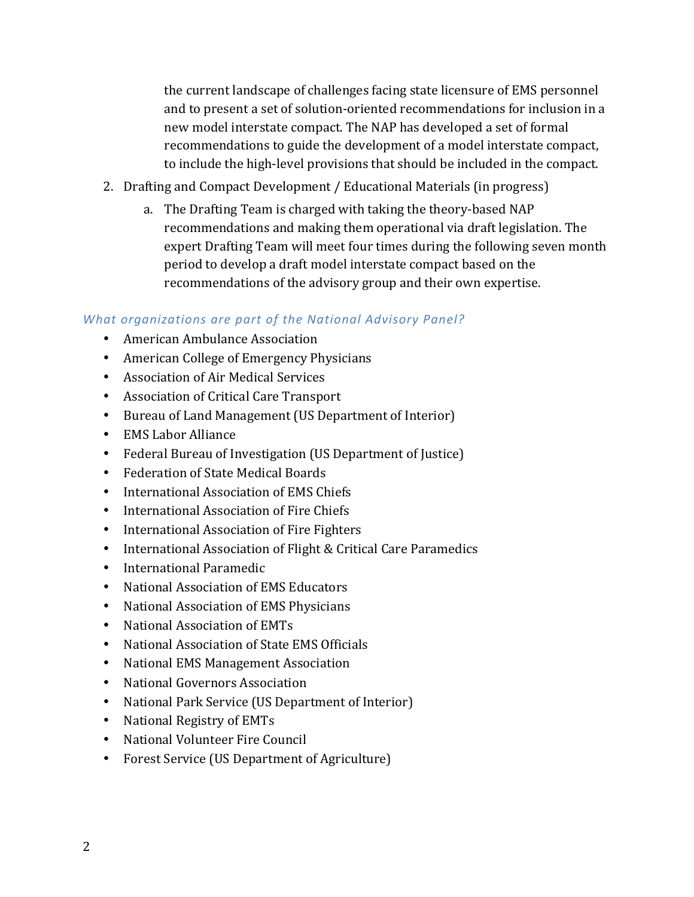the current landscape of challenges facing state licensure of EMS personnel and to present a set of solution-oriented recommendations for inclusion in a new model interstate compact. The NAP has developed a set of formal recommendations to guide the development of a model interstate compact, to include the high-level provisions that should be included in the compact.

2. Drafting and Compact Development / Educational Materials (in progress)
   a. The Drafting Team is charged with taking the theory-based NAP recommendations and making them operational via draft legislation. The expert Drafting Team will meet four times during the following seven month period to develop a draft model interstate compact based on the recommendations of the advisory group and their own expertise.

### *What organizations are part of the National Advisory Panel?*

- American Ambulance Association
- American College of Emergency Physicians
- Association of Air Medical Services
- Association of Critical Care Transport
- Bureau of Land Management (US Department of Interior)
- EMS Labor Alliance
- Federal Bureau of Investigation (US Department of Justice)
- Federation of State Medical Boards
- International Association of EMS Chiefs
- International Association of Fire Chiefs
- International Association of Fire Fighters
- International Association of Flight & Critical Care Paramedics
- International Paramedic
- National Association of EMS Educators
- National Association of EMS Physicians
- National Association of EMTs
- National Association of State EMS Officials
- National EMS Management Association
- National Governors Association
- National Park Service (US Department of Interior)
- National Registry of EMTs
- National Volunteer Fire Council
- Forest Service (US Department of Agriculture)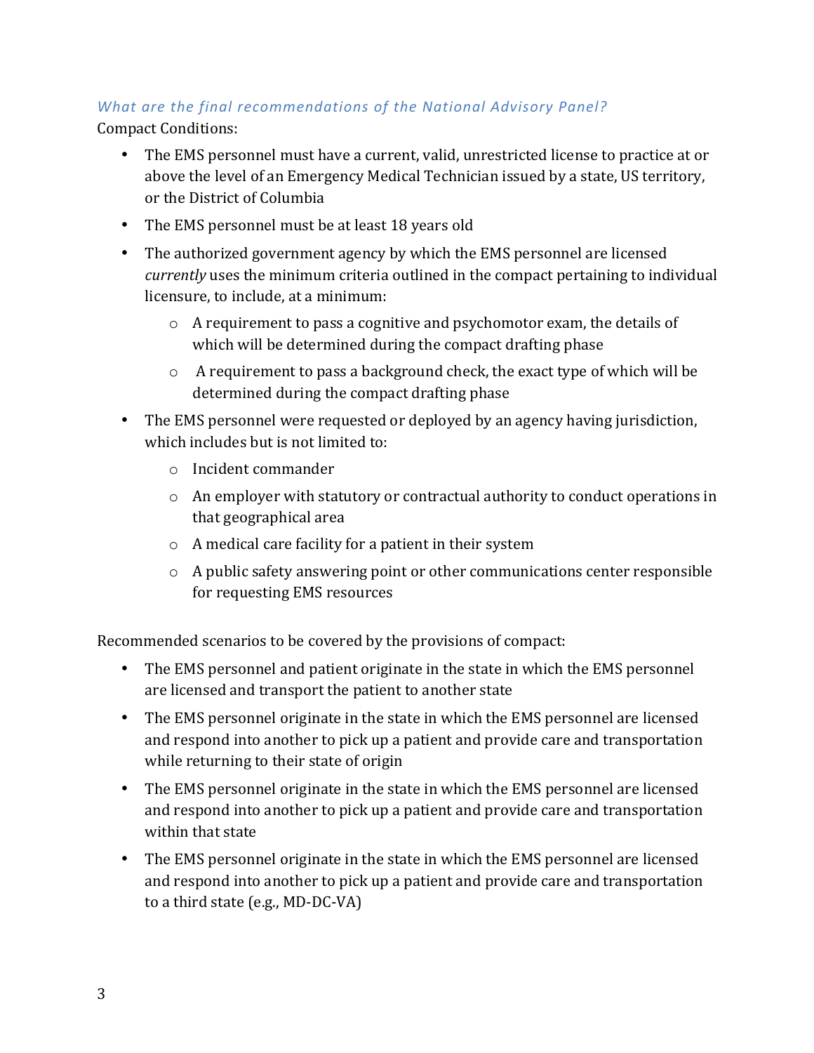### *What are the final recommendations of the National Advisory Panel?*

Compact Conditions:

- The EMS personnel must have a current, valid, unrestricted license to practice at or above the level of an Emergency Medical Technician issued by a state, US territory, or the District of Columbia
- The EMS personnel must be at least 18 years old
- The authorized government agency by which the EMS personnel are licensed *currently* uses the minimum criteria outlined in the compact pertaining to individual licensure, to include, at a minimum:
    - A requirement to pass a cognitive and psychomotor exam, the details of which will be determined during the compact drafting phase
    - A requirement to pass a background check, the exact type of which will be determined during the compact drafting phase
- The EMS personnel were requested or deployed by an agency having jurisdiction, which includes but is not limited to:
    - Incident commander
    - An employer with statutory or contractual authority to conduct operations in that geographical area
    - A medical care facility for a patient in their system
    - A public safety answering point or other communications center responsible for requesting EMS resources

Recommended scenarios to be covered by the provisions of compact:

- The EMS personnel and patient originate in the state in which the EMS personnel are licensed and transport the patient to another state
- The EMS personnel originate in the state in which the EMS personnel are licensed and respond into another to pick up a patient and provide care and transportation while returning to their state of origin
- The EMS personnel originate in the state in which the EMS personnel are licensed and respond into another to pick up a patient and provide care and transportation within that state
- The EMS personnel originate in the state in which the EMS personnel are licensed and respond into another to pick up a patient and provide care and transportation to a third state (e.g., MD-DC-VA)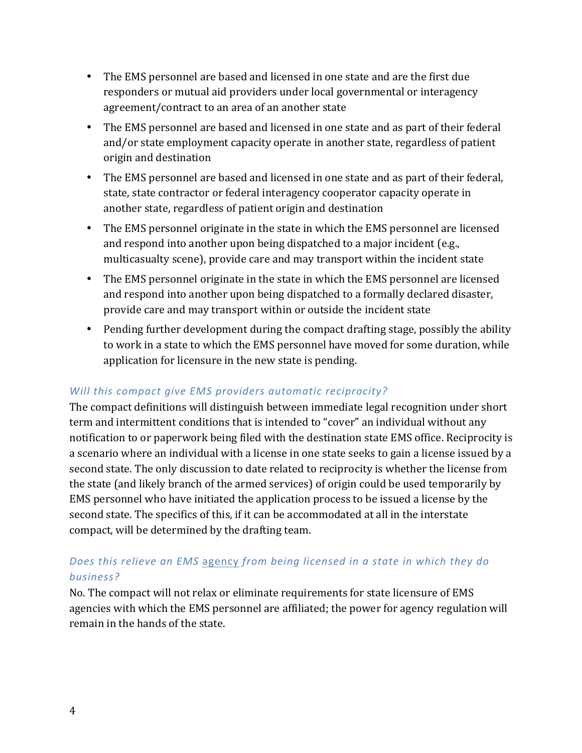- The EMS personnel are based and licensed in one state and are the first due responders or mutual aid providers under local governmental or interagency agreement/contract to an area of an another state
- The EMS personnel are based and licensed in one state and as part of their federal and/or state employment capacity operate in another state, regardless of patient origin and destination
- The EMS personnel are based and licensed in one state and as part of their federal, state, state contractor or federal interagency cooperator capacity operate in another state, regardless of patient origin and destination
- The EMS personnel originate in the state in which the EMS personnel are licensed and respond into another upon being dispatched to a major incident (e.g., multicasualty scene), provide care and may transport within the incident state
- The EMS personnel originate in the state in which the EMS personnel are licensed and respond into another upon being dispatched to a formally declared disaster, provide care and may transport within or outside the incident state
- Pending further development during the compact drafting stage, possibly the ability to work in a state to which the EMS personnel have moved for some duration, while application for licensure in the new state is pending.

### *Will this compact give EMS providers automatic reciprocity?*

The compact definitions will distinguish between immediate legal recognition under short term and intermittent conditions that is intended to "cover" an individual without any notification to or paperwork being filed with the destination state EMS office. Reciprocity is a scenario where an individual with a license in one state seeks to gain a license issued by a second state. The only discussion to date related to reciprocity is whether the license from the state (and likely branch of the armed services) of origin could be used temporarily by EMS personnel who have initiated the application process to be issued a license by the second state. The specifics of this, if it can be accommodated at all in the interstate compact, will be determined by the drafting team.

### *Does this relieve an EMS* agency *from being licensed in a state in which they do business?*

No. The compact will not relax or eliminate requirements for state licensure of EMS agencies with which the EMS personnel are affiliated; the power for agency regulation will remain in the hands of the state.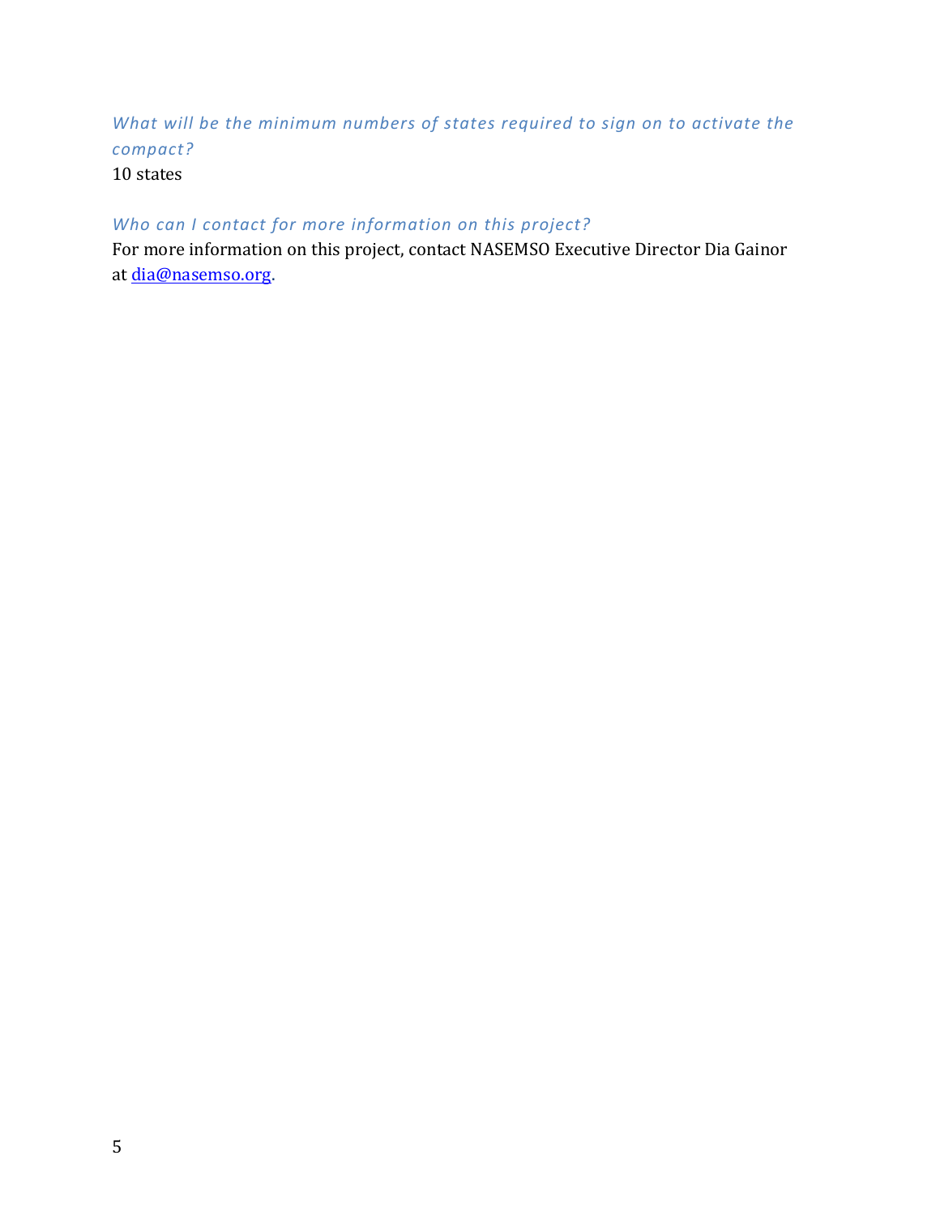*What will be the minimum numbers of states required to sign on to activate the compact?*

10 states

*Who can I contact for more information on this project?*

For more information on this project, contact NASEMSO Executive Director Dia Gainor at dia@nasemso.org.